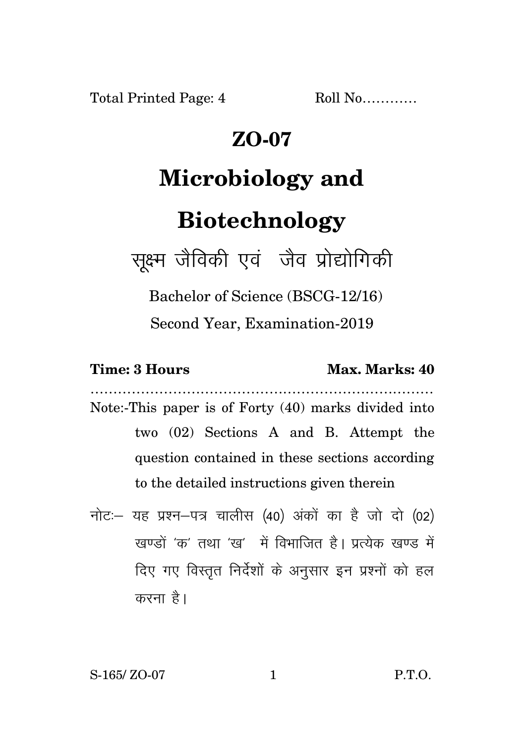Total Printed Page: 4 Roll No…………

# ZO-07

# Microbiology and Biotechnology

## सूक्ष्म जैविकी एवं जैव प्रोद्योगिकी

Bachelor of Science (BSCG-12/16)

Second Year, Examination-2019

**Time: 3 Hours** **Max. Marks: 40**

…………………………………………………………………

Note:-This paper is of Forty (40) marks divided into two (02) Sections A and B. Attempt the question contained in these sections according to the detailed instructions given therein

नोटः– यह प्रश्न–पत्र चालीस (40) अंकों का है जो दो (02) खण्डों 'क' तथा 'ख' में विभाजित है। प्रत्येक खण्ड में दिए गए विस्तृत निर्देशों के अनुसार इन प्रश्नों को हल करना है।

S-165/ ZO-07 P.T.O.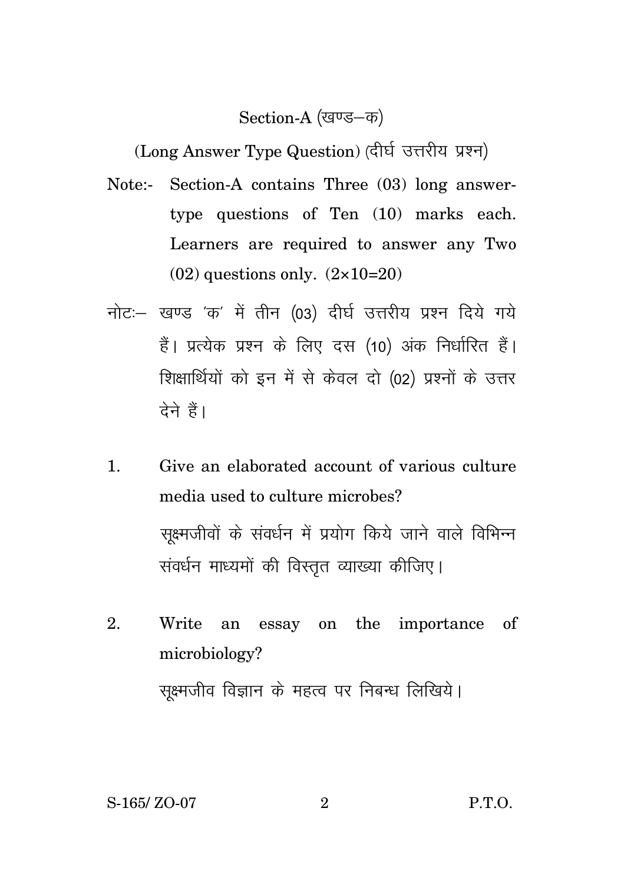## Section-A (खण्ड–क)

(Long Answer Type Question) (दीर्घ उत्तरीय प्रश्न)

Note:- Section-A contains Three (03) long answer-type questions of Ten (10) marks each. Learners are required to answer any Two (02) questions only. (2×10=20)

नोटः– खण्ड 'क' में तीन (03) दीर्घ उत्तरीय प्रश्न दिये गये हैं। प्रत्येक प्रश्न के लिए दस (10) अंक निर्धारित हैं। शिक्षार्थियों को इन में से केवल दो (02) प्रश्नों के उत्तर देने हैं।

1. Give an elaborated account of various culture media used to culture microbes?

   सूक्ष्मजीवों के संवर्धन में प्रयोग किये जाने वाले विभिन्न संवर्धन माध्यमों की विस्तृत व्याख्या कीजिए।

2. Write an essay on the importance of microbiology?

   सूक्ष्मजीव विज्ञान के महत्व पर निबन्ध लिखिये।

S-165/ ZO-07 P.T.O.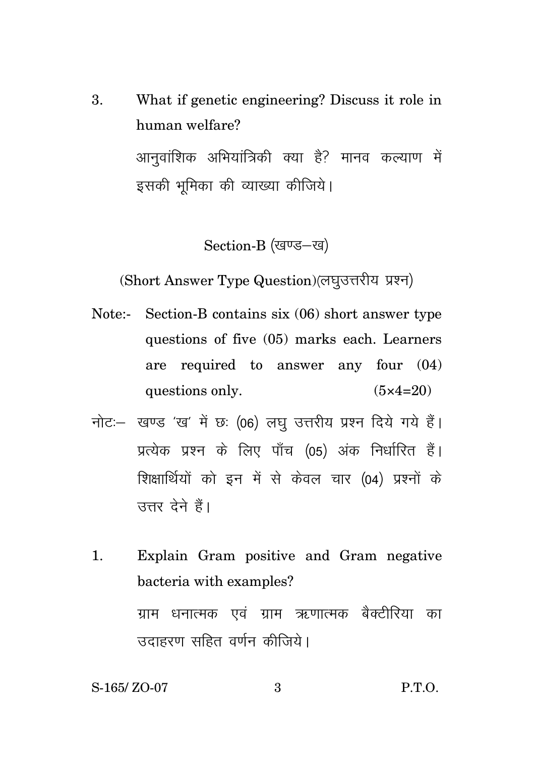3. What if genetic engineering? Discuss it role in human welfare?

   आनुवांशिक अभियांत्रिकी क्या है? मानव कल्याण में इसकी भूमिका की व्याख्या कीजिये।

## Section-B (खण्ड–ख)

### (Short Answer Type Question)(लघुउत्तरीय प्रश्न)

Note:- Section-B contains six (06) short answer type questions of five (05) marks each. Learners are required to answer any four (04) questions only. (5×4=20)

नोटः– खण्ड 'ख' में छः (06) लघु उत्तरीय प्रश्न दिये गये हैं। प्रत्येक प्रश्न के लिए पाँच (05) अंक निर्धारित हैं। शिक्षार्थियों को इन में से केवल चार (04) प्रश्नों के उत्तर देने हैं।

1. Explain Gram positive and Gram negative bacteria with examples?

   ग्राम धनात्मक एवं ग्राम ऋणात्मक बैक्टीरिया का उदाहरण सहित वर्णन कीजिये।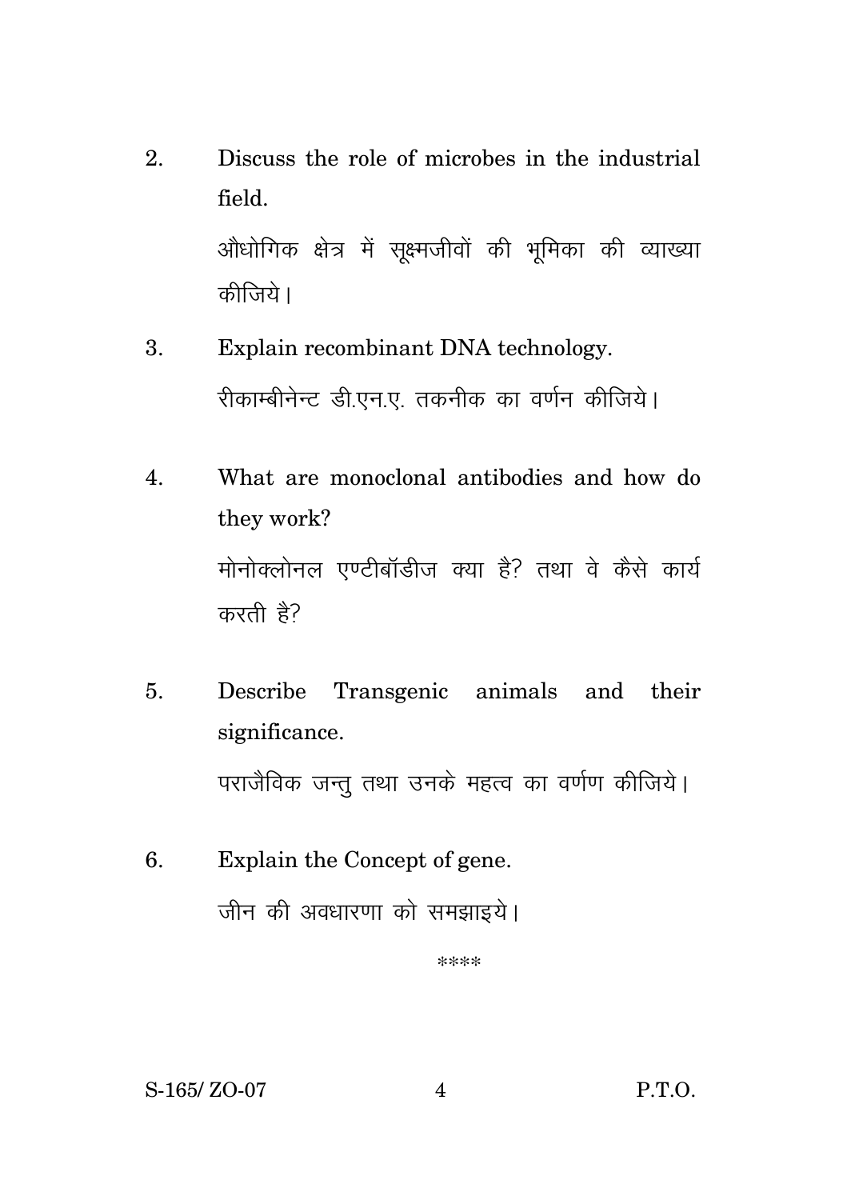2. Discuss the role of microbes in the industrial field.

   औद्योगिक क्षेत्र में सूक्ष्मजीवों की भूमिका की व्याख्या कीजिये।

3. Explain recombinant DNA technology.

   रीकाम्बीनेन्ट डी.एन.ए. तकनीक का वर्णन कीजिये।

4. What are monoclonal antibodies and how do they work?

   मोनोक्लोनल एण्टीबॉडीज क्या है? तथा वे कैसे कार्य करती है?

5. Describe Transgenic animals and their significance.

   पराजैविक जन्तु तथा उनके महत्व का वर्णण कीजिये।

6. Explain the Concept of gene.

   जीन की अवधारणा को समझाइये।

****